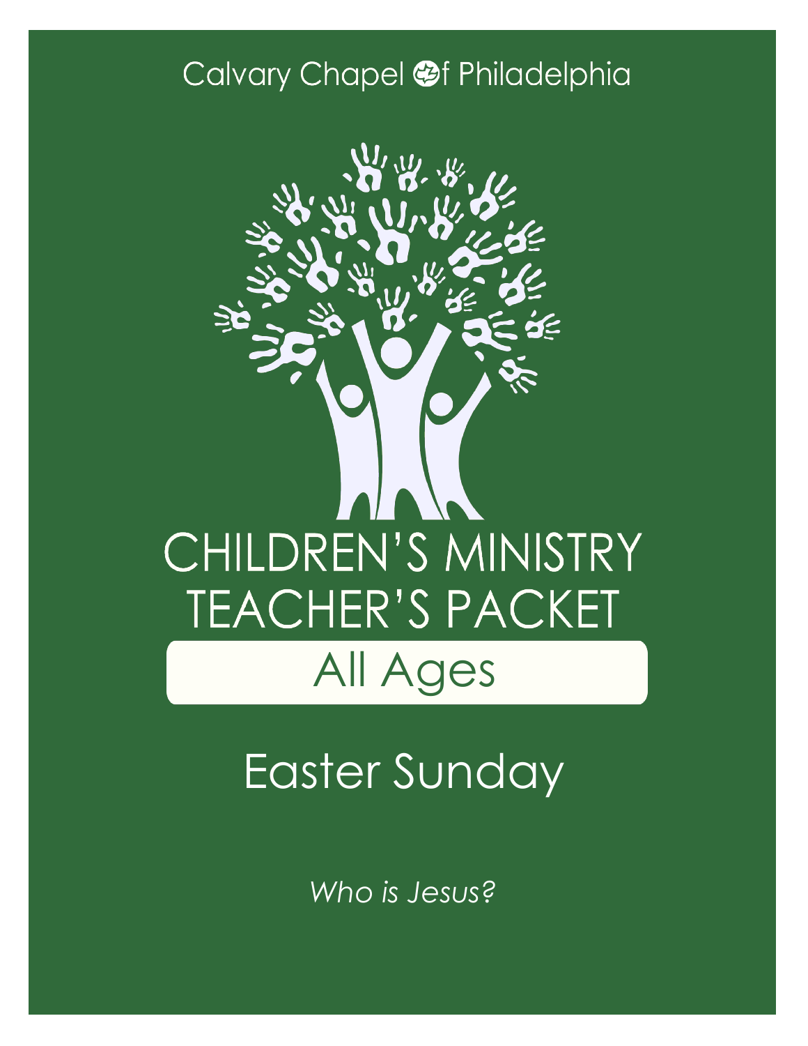Calvary Chapel of Philadelphia

# CHILDREN'S MINISTRY TEACHER'S PACKET

## All Ages

# Easter Sunday

*Who is Jesus?*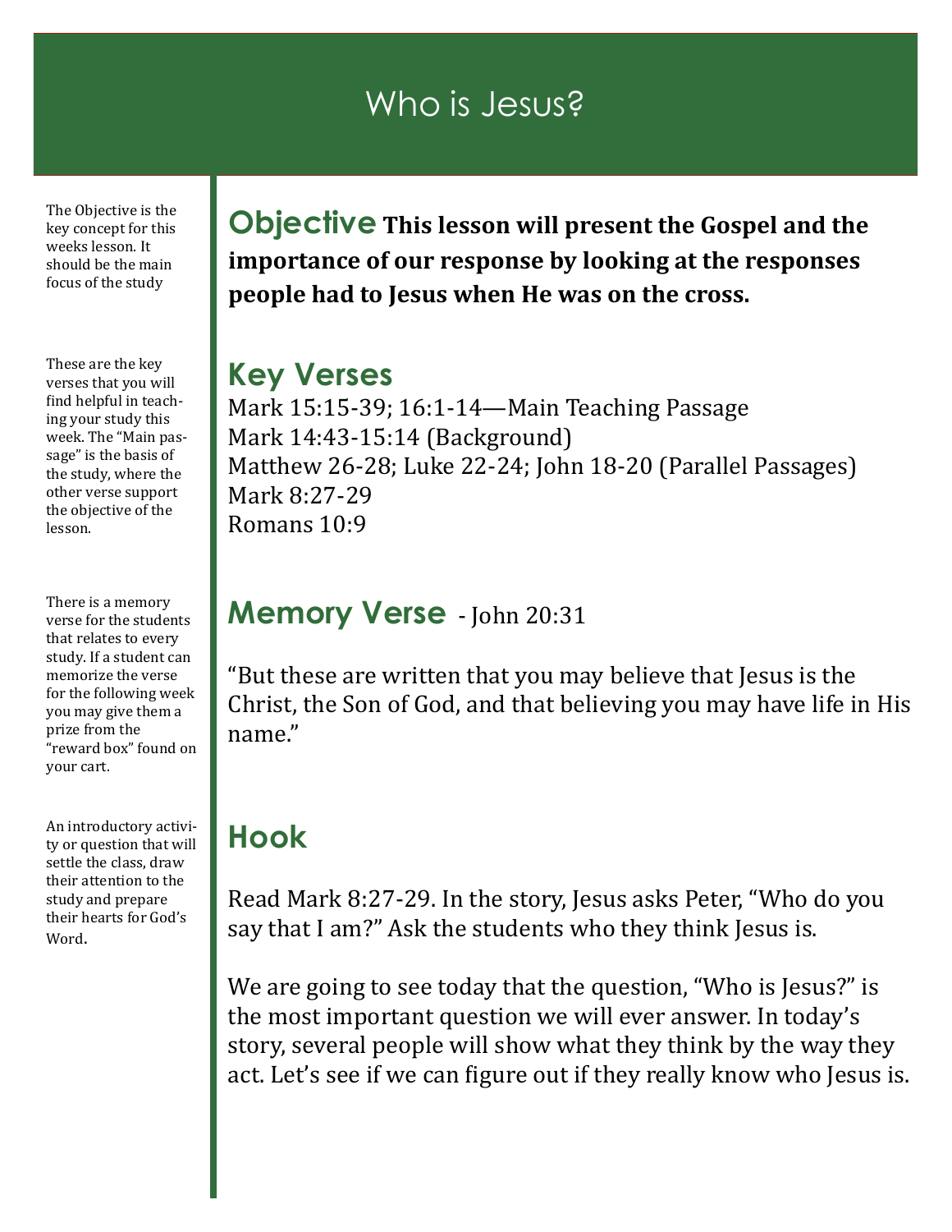# Who is Jesus?

The Objective is the key concept for this weeks lesson. It should be the main focus of the study

## Objective

**This lesson will present the Gospel and the importance of our response by looking at the responses people had to Jesus when He was on the cross.**

These are the key verses that you will find helpful in teaching your study this week. The "Main passage" is the basis of the study, where the other verse support the objective of the lesson.

## Key Verses

Mark 15:15-39; 16:1-14—Main Teaching Passage
Mark 14:43-15:14 (Background)
Matthew 26-28; Luke 22-24; John 18-20 (Parallel Passages)
Mark 8:27-29
Romans 10:9

There is a memory verse for the students that relates to every study. If a student can memorize the verse for the following week you may give them a prize from the "reward box" found on your cart.

## Memory Verse - John 20:31

"But these are written that you may believe that Jesus is the Christ, the Son of God, and that believing you may have life in His name."

An introductory activity or question that will settle the class, draw their attention to the study and prepare their hearts for God's Word.

## Hook

Read Mark 8:27-29. In the story, Jesus asks Peter, "Who do you say that I am?" Ask the students who they think Jesus is.

We are going to see today that the question, "Who is Jesus?" is the most important question we will ever answer. In today's story, several people will show what they think by the way they act. Let's see if we can figure out if they really know who Jesus is.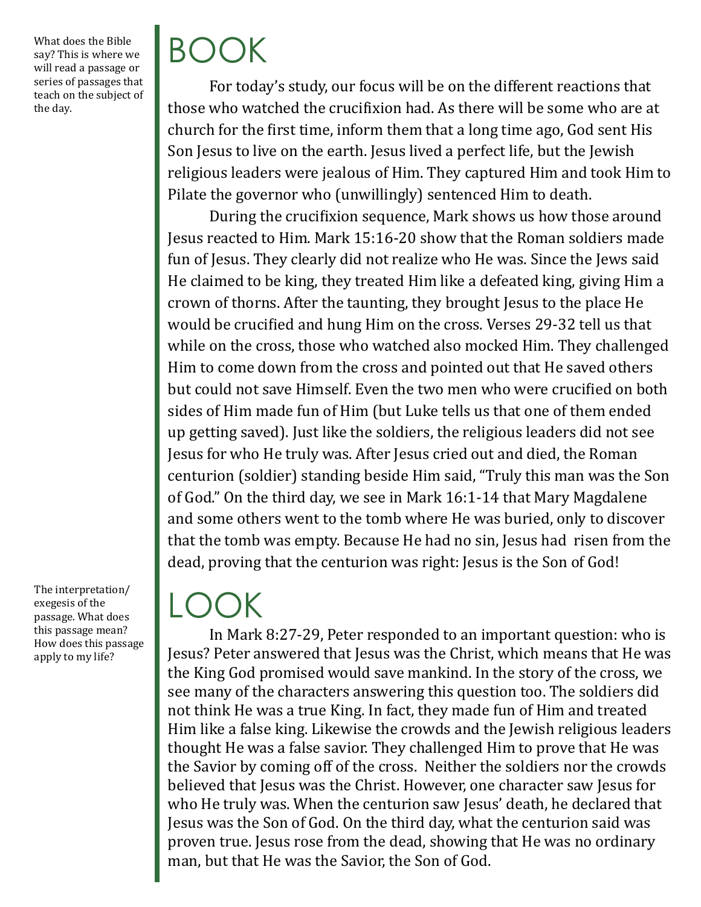# BOOK

*What does the Bible say? This is where we will read a passage or series of passages that teach on the subject of the day.*

For today's study, our focus will be on the different reactions that those who watched the crucifixion had. As there will be some who are at church for the first time, inform them that a long time ago, God sent His Son Jesus to live on the earth. Jesus lived a perfect life, but the Jewish religious leaders were jealous of Him. They captured Him and took Him to Pilate the governor who (unwillingly) sentenced Him to death.

During the crucifixion sequence, Mark shows us how those around Jesus reacted to Him. Mark 15:16-20 show that the Roman soldiers made fun of Jesus. They clearly did not realize who He was. Since the Jews said He claimed to be king, they treated Him like a defeated king, giving Him a crown of thorns. After the taunting, they brought Jesus to the place He would be crucified and hung Him on the cross. Verses 29-32 tell us that while on the cross, those who watched also mocked Him. They challenged Him to come down from the cross and pointed out that He saved others but could not save Himself. Even the two men who were crucified on both sides of Him made fun of Him (but Luke tells us that one of them ended up getting saved). Just like the soldiers, the religious leaders did not see Jesus for who He truly was. After Jesus cried out and died, the Roman centurion (soldier) standing beside Him said, "Truly this man was the Son of God." On the third day, we see in Mark 16:1-14 that Mary Magdalene and some others went to the tomb where He was buried, only to discover that the tomb was empty. Because He had no sin, Jesus had risen from the dead, proving that the centurion was right: Jesus is the Son of God!

# LOOK

*The interpretation/ exegesis of the passage. What does this passage mean? How does this passage apply to my life?*

In Mark 8:27-29, Peter responded to an important question: who is Jesus? Peter answered that Jesus was the Christ, which means that He was the King God promised would save mankind. In the story of the cross, we see many of the characters answering this question too. The soldiers did not think He was a true King. In fact, they made fun of Him and treated Him like a false king. Likewise the crowds and the Jewish religious leaders thought He was a false savior. They challenged Him to prove that He was the Savior by coming off of the cross. Neither the soldiers nor the crowds believed that Jesus was the Christ. However, one character saw Jesus for who He truly was. When the centurion saw Jesus' death, he declared that Jesus was the Son of God. On the third day, what the centurion said was proven true. Jesus rose from the dead, showing that He was no ordinary man, but that He was the Savior, the Son of God.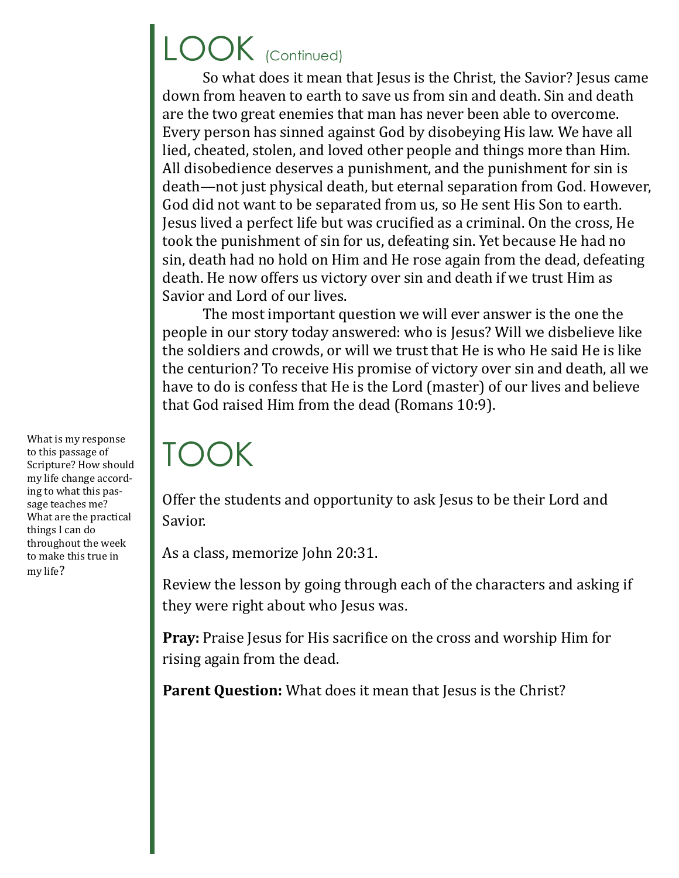# LOOK (Continued)

So what does it mean that Jesus is the Christ, the Savior? Jesus came down from heaven to earth to save us from sin and death. Sin and death are the two great enemies that man has never been able to overcome. Every person has sinned against God by disobeying His law. We have all lied, cheated, stolen, and loved other people and things more than Him. All disobedience deserves a punishment, and the punishment for sin is death—not just physical death, but eternal separation from God. However, God did not want to be separated from us, so He sent His Son to earth. Jesus lived a perfect life but was crucified as a criminal. On the cross, He took the punishment of sin for us, defeating sin. Yet because He had no sin, death had no hold on Him and He rose again from the dead, defeating death. He now offers us victory over sin and death if we trust Him as Savior and Lord of our lives.

The most important question we will ever answer is the one the people in our story today answered: who is Jesus? Will we disbelieve like the soldiers and crowds, or will we trust that He is who He said He is like the centurion? To receive His promise of victory over sin and death, all we have to do is confess that He is the Lord (master) of our lives and believe that God raised Him from the dead (Romans 10:9).

# TOOK

What is my response to this passage of Scripture? How should my life change according to what this passage teaches me? What are the practical things I can do throughout the week to make this true in my life?

Offer the students and opportunity to ask Jesus to be their Lord and Savior.

As a class, memorize John 20:31.

Review the lesson by going through each of the characters and asking if they were right about who Jesus was.

**Pray:** Praise Jesus for His sacrifice on the cross and worship Him for rising again from the dead.

**Parent Question:** What does it mean that Jesus is the Christ?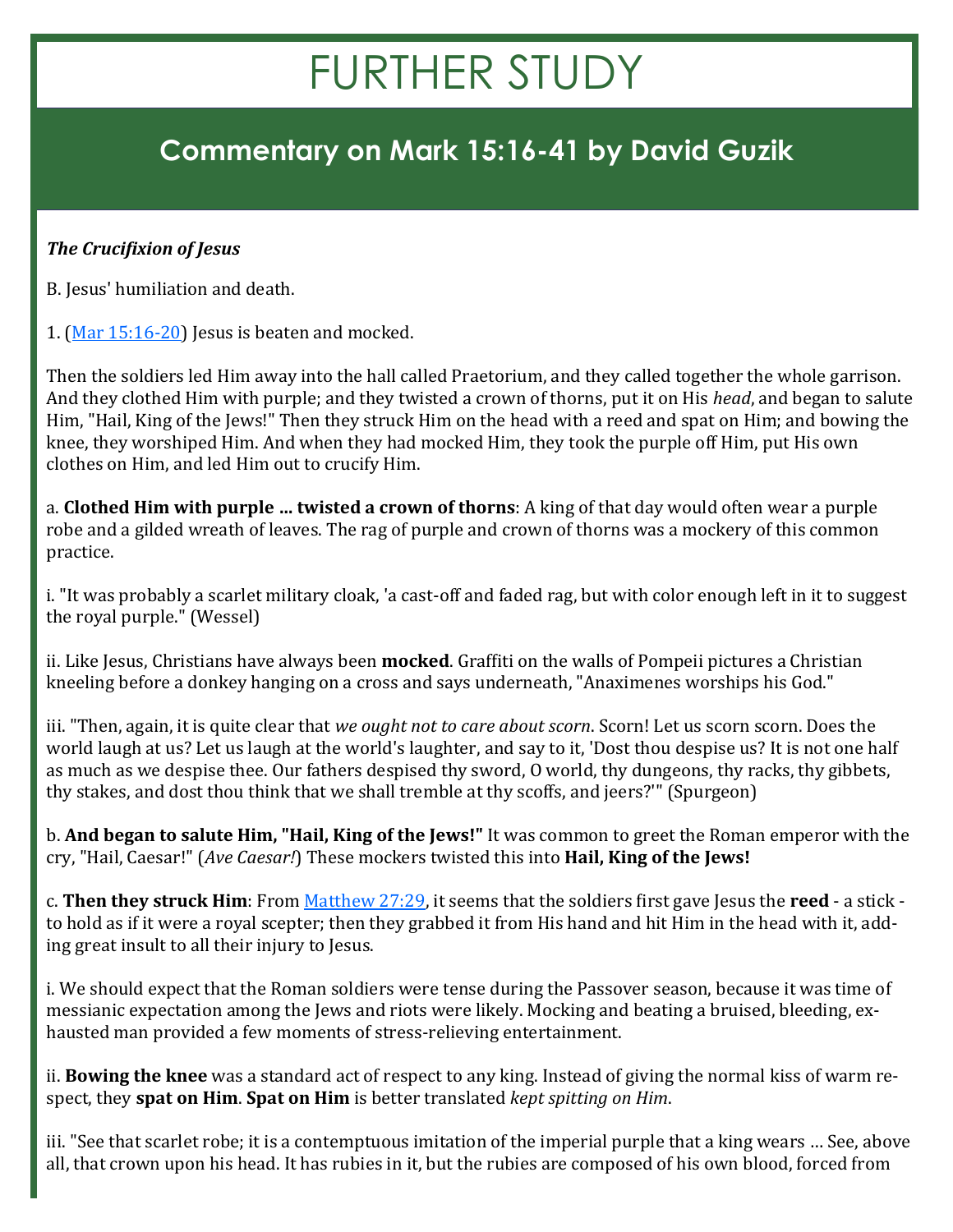# FURTHER STUDY

## Commentary on Mark 15:16-41 by David Guzik

***The Crucifixion of Jesus***

B. Jesus' humiliation and death.

1. ([Mar 15:16-20](Mar 15:16-20)) Jesus is beaten and mocked.

Then the soldiers led Him away into the hall called Praetorium, and they called together the whole garrison. And they clothed Him with purple; and they twisted a crown of thorns, put it on His *head*, and began to salute Him, "Hail, King of the Jews!" Then they struck Him on the head with a reed and spat on Him; and bowing the knee, they worshiped Him. And when they had mocked Him, they took the purple off Him, put His own clothes on Him, and led Him out to crucify Him.

a. **Clothed Him with purple ... twisted a crown of thorns**: A king of that day would often wear a purple robe and a gilded wreath of leaves. The rag of purple and crown of thorns was a mockery of this common practice.

i. "It was probably a scarlet military cloak, 'a cast-off and faded rag, but with color enough left in it to suggest the royal purple." (Wessel)

ii. Like Jesus, Christians have always been **mocked**. Graffiti on the walls of Pompeii pictures a Christian kneeling before a donkey hanging on a cross and says underneath, "Anaximenes worships his God."

iii. "Then, again, it is quite clear that *we ought not to care about scorn*. Scorn! Let us scorn scorn. Does the world laugh at us? Let us laugh at the world's laughter, and say to it, 'Dost thou despise us? It is not one half as much as we despise thee. Our fathers despised thy sword, O world, thy dungeons, thy racks, thy gibbets, thy stakes, and dost thou think that we shall tremble at thy scoffs, and jeers?'" (Spurgeon)

b. **And began to salute Him, "Hail, King of the Jews!"** It was common to greet the Roman emperor with the cry, "Hail, Caesar!" (*Ave Caesar!*) These mockers twisted this into **Hail, King of the Jews!**

c. **Then they struck Him**: From [Matthew 27:29](Matthew 27:29), it seems that the soldiers first gave Jesus the **reed** - a stick - to hold as if it were a royal scepter; then they grabbed it from His hand and hit Him in the head with it, adding great insult to all their injury to Jesus.

i. We should expect that the Roman soldiers were tense during the Passover season, because it was time of messianic expectation among the Jews and riots were likely. Mocking and beating a bruised, bleeding, exhausted man provided a few moments of stress-relieving entertainment.

ii. **Bowing the knee** was a standard act of respect to any king. Instead of giving the normal kiss of warm respect, they **spat on Him**. **Spat on Him** is better translated *kept spitting on Him*.

iii. "See that scarlet robe; it is a contemptuous imitation of the imperial purple that a king wears … See, above all, that crown upon his head. It has rubies in it, but the rubies are composed of his own blood, forced from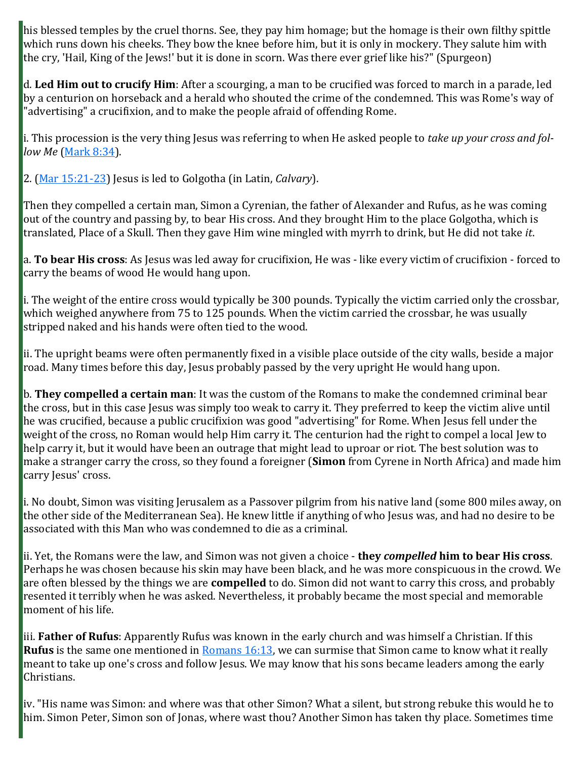his blessed temples by the cruel thorns. See, they pay him homage; but the homage is their own filthy spittle which runs down his cheeks. They bow the knee before him, but it is only in mockery. They salute him with the cry, 'Hail, King of the Jews!' but it is done in scorn. Was there ever grief like his?" (Spurgeon)

d. **Led Him out to crucify Him**: After a scourging, a man to be crucified was forced to march in a parade, led by a centurion on horseback and a herald who shouted the crime of the condemned. This was Rome's way of "advertising" a crucifixion, and to make the people afraid of offending Rome.

i. This procession is the very thing Jesus was referring to when He asked people to *take up your cross and follow Me* (Mark 8:34).

2. (Mar 15:21-23) Jesus is led to Golgotha (in Latin, *Calvary*).

Then they compelled a certain man, Simon a Cyrenian, the father of Alexander and Rufus, as he was coming out of the country and passing by, to bear His cross. And they brought Him to the place Golgotha, which is translated, Place of a Skull. Then they gave Him wine mingled with myrrh to drink, but He did not take *it*.

a. **To bear His cross**: As Jesus was led away for crucifixion, He was - like every victim of crucifixion - forced to carry the beams of wood He would hang upon.

i. The weight of the entire cross would typically be 300 pounds. Typically the victim carried only the crossbar, which weighed anywhere from 75 to 125 pounds. When the victim carried the crossbar, he was usually stripped naked and his hands were often tied to the wood.

ii. The upright beams were often permanently fixed in a visible place outside of the city walls, beside a major road. Many times before this day, Jesus probably passed by the very upright He would hang upon.

b. **They compelled a certain man**: It was the custom of the Romans to make the condemned criminal bear the cross, but in this case Jesus was simply too weak to carry it. They preferred to keep the victim alive until he was crucified, because a public crucifixion was good "advertising" for Rome. When Jesus fell under the weight of the cross, no Roman would help Him carry it. The centurion had the right to compel a local Jew to help carry it, but it would have been an outrage that might lead to uproar or riot. The best solution was to make a stranger carry the cross, so they found a foreigner (**Simon** from Cyrene in North Africa) and made him carry Jesus' cross.

i. No doubt, Simon was visiting Jerusalem as a Passover pilgrim from his native land (some 800 miles away, on the other side of the Mediterranean Sea). He knew little if anything of who Jesus was, and had no desire to be associated with this Man who was condemned to die as a criminal.

ii. Yet, the Romans were the law, and Simon was not given a choice - **they *compelled* him to bear His cross**. Perhaps he was chosen because his skin may have been black, and he was more conspicuous in the crowd. We are often blessed by the things we are **compelled** to do. Simon did not want to carry this cross, and probably resented it terribly when he was asked. Nevertheless, it probably became the most special and memorable moment of his life.

iii. **Father of Rufus**: Apparently Rufus was known in the early church and was himself a Christian. If this **Rufus** is the same one mentioned in Romans 16:13, we can surmise that Simon came to know what it really meant to take up one's cross and follow Jesus. We may know that his sons became leaders among the early Christians.

iv. "His name was Simon: and where was that other Simon? What a silent, but strong rebuke this would he to him. Simon Peter, Simon son of Jonas, where wast thou? Another Simon has taken thy place. Sometimes time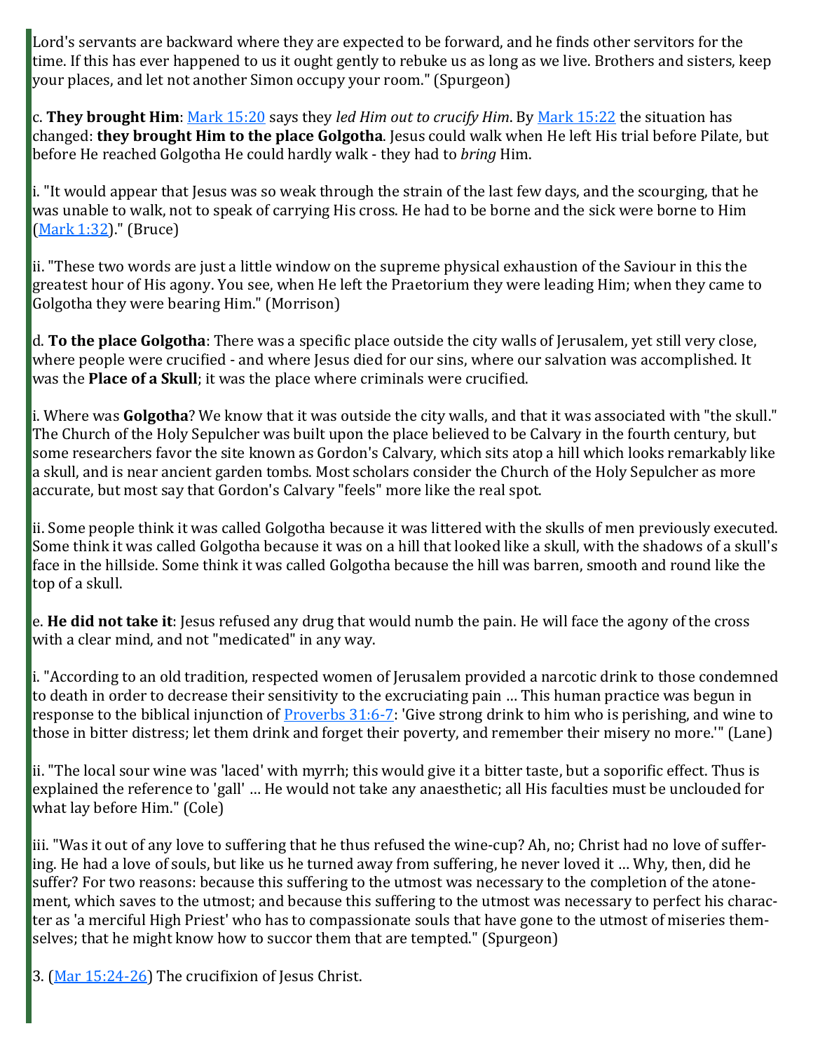Lord's servants are backward where they are expected to be forward, and he finds other servitors for the time. If this has ever happened to us it ought gently to rebuke us as long as we live. Brothers and sisters, keep your places, and let not another Simon occupy your room." (Spurgeon)

c. **They brought Him**: Mark 15:20 says they *led Him out to crucify Him*. By Mark 15:22 the situation has changed: **they brought Him to the place Golgotha**. Jesus could walk when He left His trial before Pilate, but before He reached Golgotha He could hardly walk - they had to *bring* Him.

i. "It would appear that Jesus was so weak through the strain of the last few days, and the scourging, that he was unable to walk, not to speak of carrying His cross. He had to be borne and the sick were borne to Him (Mark 1:32)." (Bruce)

ii. "These two words are just a little window on the supreme physical exhaustion of the Saviour in this the greatest hour of His agony. You see, when He left the Praetorium they were leading Him; when they came to Golgotha they were bearing Him." (Morrison)

d. **To the place Golgotha**: There was a specific place outside the city walls of Jerusalem, yet still very close, where people were crucified - and where Jesus died for our sins, where our salvation was accomplished. It was the **Place of a Skull**; it was the place where criminals were crucified.

i. Where was **Golgotha**? We know that it was outside the city walls, and that it was associated with "the skull." The Church of the Holy Sepulcher was built upon the place believed to be Calvary in the fourth century, but some researchers favor the site known as Gordon's Calvary, which sits atop a hill which looks remarkably like a skull, and is near ancient garden tombs. Most scholars consider the Church of the Holy Sepulcher as more accurate, but most say that Gordon's Calvary "feels" more like the real spot.

ii. Some people think it was called Golgotha because it was littered with the skulls of men previously executed. Some think it was called Golgotha because it was on a hill that looked like a skull, with the shadows of a skull's face in the hillside. Some think it was called Golgotha because the hill was barren, smooth and round like the top of a skull.

e. **He did not take it**: Jesus refused any drug that would numb the pain. He will face the agony of the cross with a clear mind, and not "medicated" in any way.

i. "According to an old tradition, respected women of Jerusalem provided a narcotic drink to those condemned to death in order to decrease their sensitivity to the excruciating pain … This human practice was begun in response to the biblical injunction of Proverbs 31:6-7: 'Give strong drink to him who is perishing, and wine to those in bitter distress; let them drink and forget their poverty, and remember their misery no more.'" (Lane)

ii. "The local sour wine was 'laced' with myrrh; this would give it a bitter taste, but a soporific effect. Thus is explained the reference to 'gall' … He would not take any anaesthetic; all His faculties must be unclouded for what lay before Him." (Cole)

iii. "Was it out of any love to suffering that he thus refused the wine-cup? Ah, no; Christ had no love of suffering. He had a love of souls, but like us he turned away from suffering, he never loved it … Why, then, did he suffer? For two reasons: because this suffering to the utmost was necessary to the completion of the atonement, which saves to the utmost; and because this suffering to the utmost was necessary to perfect his character as 'a merciful High Priest' who has to compassionate souls that have gone to the utmost of miseries themselves; that he might know how to succor them that are tempted." (Spurgeon)

3. (Mar 15:24-26) The crucifixion of Jesus Christ.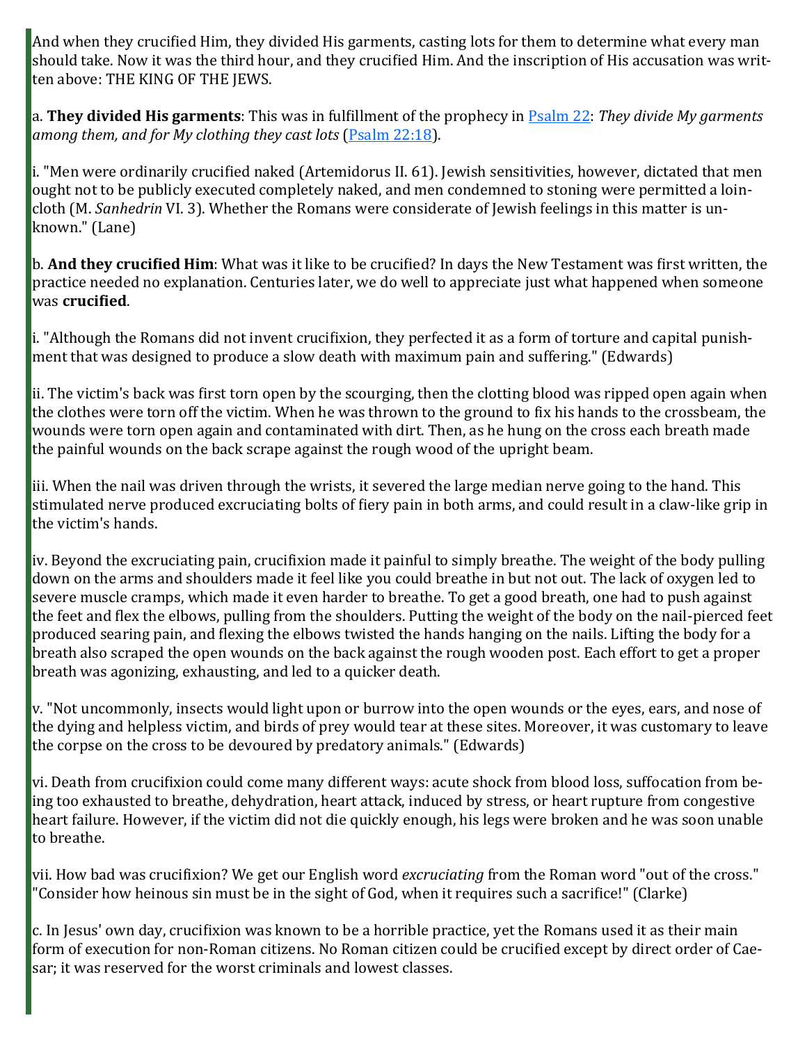And when they crucified Him, they divided His garments, casting lots for them to determine what every man should take. Now it was the third hour, and they crucified Him. And the inscription of His accusation was written above: THE KING OF THE JEWS.

a. **They divided His garments**: This was in fulfillment of the prophecy in Psalm 22: *They divide My garments among them, and for My clothing they cast lots* (Psalm 22:18).

i. "Men were ordinarily crucified naked (Artemidorus II. 61). Jewish sensitivities, however, dictated that men ought not to be publicly executed completely naked, and men condemned to stoning were permitted a loincloth (M. *Sanhedrin* VI. 3). Whether the Romans were considerate of Jewish feelings in this matter is unknown." (Lane)

b. **And they crucified Him**: What was it like to be crucified? In days the New Testament was first written, the practice needed no explanation. Centuries later, we do well to appreciate just what happened when someone was **crucified**.

i. "Although the Romans did not invent crucifixion, they perfected it as a form of torture and capital punishment that was designed to produce a slow death with maximum pain and suffering." (Edwards)

ii. The victim's back was first torn open by the scourging, then the clotting blood was ripped open again when the clothes were torn off the victim. When he was thrown to the ground to fix his hands to the crossbeam, the wounds were torn open again and contaminated with dirt. Then, as he hung on the cross each breath made the painful wounds on the back scrape against the rough wood of the upright beam.

iii. When the nail was driven through the wrists, it severed the large median nerve going to the hand. This stimulated nerve produced excruciating bolts of fiery pain in both arms, and could result in a claw-like grip in the victim's hands.

iv. Beyond the excruciating pain, crucifixion made it painful to simply breathe. The weight of the body pulling down on the arms and shoulders made it feel like you could breathe in but not out. The lack of oxygen led to severe muscle cramps, which made it even harder to breathe. To get a good breath, one had to push against the feet and flex the elbows, pulling from the shoulders. Putting the weight of the body on the nail-pierced feet produced searing pain, and flexing the elbows twisted the hands hanging on the nails. Lifting the body for a breath also scraped the open wounds on the back against the rough wooden post. Each effort to get a proper breath was agonizing, exhausting, and led to a quicker death.

v. "Not uncommonly, insects would light upon or burrow into the open wounds or the eyes, ears, and nose of the dying and helpless victim, and birds of prey would tear at these sites. Moreover, it was customary to leave the corpse on the cross to be devoured by predatory animals." (Edwards)

vi. Death from crucifixion could come many different ways: acute shock from blood loss, suffocation from being too exhausted to breathe, dehydration, heart attack, induced by stress, or heart rupture from congestive heart failure. However, if the victim did not die quickly enough, his legs were broken and he was soon unable to breathe.

vii. How bad was crucifixion? We get our English word *excruciating* from the Roman word "out of the cross." "Consider how heinous sin must be in the sight of God, when it requires such a sacrifice!" (Clarke)

c. In Jesus' own day, crucifixion was known to be a horrible practice, yet the Romans used it as their main form of execution for non-Roman citizens. No Roman citizen could be crucified except by direct order of Caesar; it was reserved for the worst criminals and lowest classes.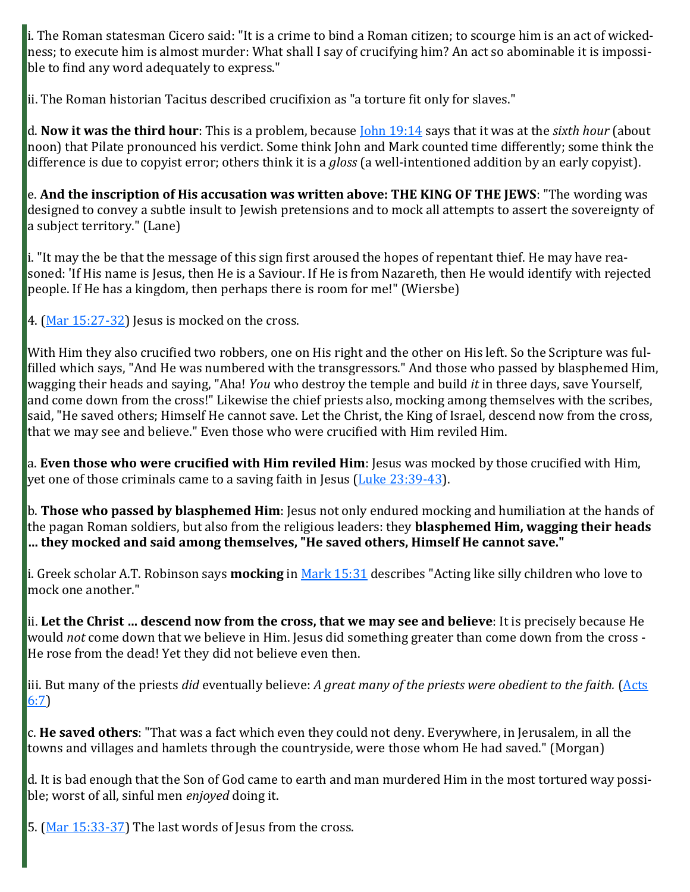i. The Roman statesman Cicero said: "It is a crime to bind a Roman citizen; to scourge him is an act of wickedness; to execute him is almost murder: What shall I say of crucifying him? An act so abominable it is impossible to find any word adequately to express."

ii. The Roman historian Tacitus described crucifixion as "a torture fit only for slaves."

d. **Now it was the third hour**: This is a problem, because John 19:14 says that it was at the *sixth hour* (about noon) that Pilate pronounced his verdict. Some think John and Mark counted time differently; some think the difference is due to copyist error; others think it is a *gloss* (a well-intentioned addition by an early copyist).

e. **And the inscription of His accusation was written above: THE KING OF THE JEWS**: "The wording was designed to convey a subtle insult to Jewish pretensions and to mock all attempts to assert the sovereignty of a subject territory." (Lane)

i. "It may the be that the message of this sign first aroused the hopes of repentant thief. He may have reasoned: 'If His name is Jesus, then He is a Saviour. If He is from Nazareth, then He would identify with rejected people. If He has a kingdom, then perhaps there is room for me!" (Wiersbe)

4. (Mar 15:27-32) Jesus is mocked on the cross.

With Him they also crucified two robbers, one on His right and the other on His left. So the Scripture was fulfilled which says, "And He was numbered with the transgressors." And those who passed by blasphemed Him, wagging their heads and saying, "Aha! *You* who destroy the temple and build *it* in three days, save Yourself, and come down from the cross!" Likewise the chief priests also, mocking among themselves with the scribes, said, "He saved others; Himself He cannot save. Let the Christ, the King of Israel, descend now from the cross, that we may see and believe." Even those who were crucified with Him reviled Him.

a. **Even those who were crucified with Him reviled Him**: Jesus was mocked by those crucified with Him, yet one of those criminals came to a saving faith in Jesus (Luke 23:39-43).

b. **Those who passed by blasphemed Him**: Jesus not only endured mocking and humiliation at the hands of the pagan Roman soldiers, but also from the religious leaders: they **blasphemed Him, wagging their heads ... they mocked and said among themselves, "He saved others, Himself He cannot save."**

i. Greek scholar A.T. Robinson says **mocking** in Mark 15:31 describes "Acting like silly children who love to mock one another."

ii. **Let the Christ ... descend now from the cross, that we may see and believe**: It is precisely because He would *not* come down that we believe in Him. Jesus did something greater than come down from the cross - He rose from the dead! Yet they did not believe even then.

iii. But many of the priests *did* eventually believe: *A great many of the priests were obedient to the faith.* (Acts 6:7)

c. **He saved others**: "That was a fact which even they could not deny. Everywhere, in Jerusalem, in all the towns and villages and hamlets through the countryside, were those whom He had saved." (Morgan)

d. It is bad enough that the Son of God came to earth and man murdered Him in the most tortured way possible; worst of all, sinful men *enjoyed* doing it.

5. (Mar 15:33-37) The last words of Jesus from the cross.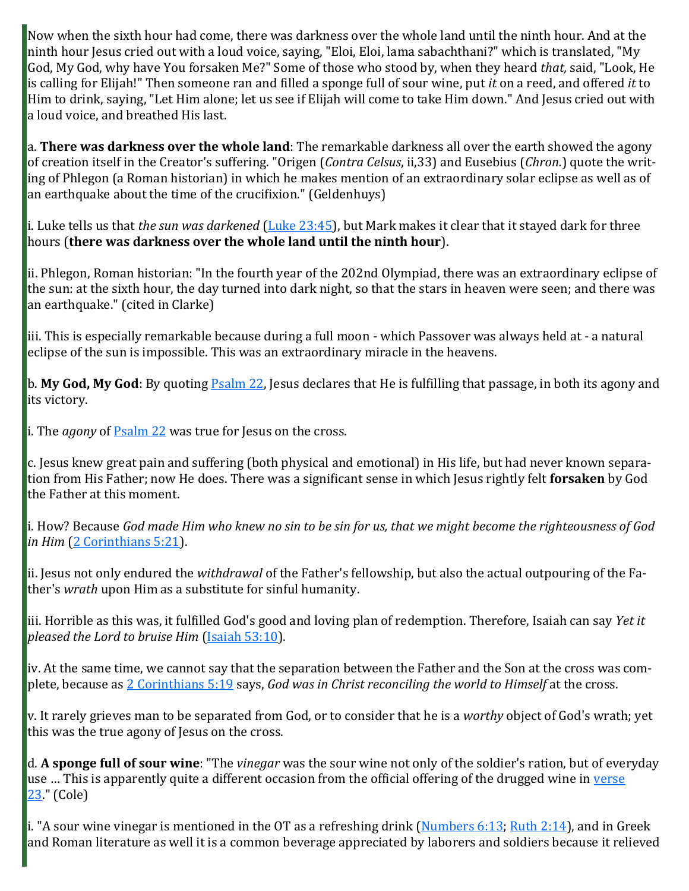Now when the sixth hour had come, there was darkness over the whole land until the ninth hour. And at the ninth hour Jesus cried out with a loud voice, saying, "Eloi, Eloi, lama sabachthani?" which is translated, "My God, My God, why have You forsaken Me?" Some of those who stood by, when they heard *that,* said, "Look, He is calling for Elijah!" Then someone ran and filled a sponge full of sour wine, put *it* on a reed, and offered *it* to Him to drink, saying, "Let Him alone; let us see if Elijah will come to take Him down." And Jesus cried out with a loud voice, and breathed His last.

a. **There was darkness over the whole land**: The remarkable darkness all over the earth showed the agony of creation itself in the Creator's suffering. "Origen (*Contra Celsus*, ii,33) and Eusebius (*Chron.*) quote the writing of Phlegon (a Roman historian) in which he makes mention of an extraordinary solar eclipse as well as of an earthquake about the time of the crucifixion." (Geldenhuys)

i. Luke tells us that *the sun was darkened* (Luke 23:45), but Mark makes it clear that it stayed dark for three hours (**there was darkness over the whole land until the ninth hour**).

ii. Phlegon, Roman historian: "In the fourth year of the 202nd Olympiad, there was an extraordinary eclipse of the sun: at the sixth hour, the day turned into dark night, so that the stars in heaven were seen; and there was an earthquake." (cited in Clarke)

iii. This is especially remarkable because during a full moon - which Passover was always held at - a natural eclipse of the sun is impossible. This was an extraordinary miracle in the heavens.

b. **My God, My God**: By quoting Psalm 22, Jesus declares that He is fulfilling that passage, in both its agony and its victory.

i. The *agony* of Psalm 22 was true for Jesus on the cross.

c. Jesus knew great pain and suffering (both physical and emotional) in His life, but had never known separation from His Father; now He does. There was a significant sense in which Jesus rightly felt **forsaken** by God the Father at this moment.

i. How? Because *God made Him who knew no sin to be sin for us, that we might become the righteousness of God in Him* (2 Corinthians 5:21).

ii. Jesus not only endured the *withdrawal* of the Father's fellowship, but also the actual outpouring of the Father's *wrath* upon Him as a substitute for sinful humanity.

iii. Horrible as this was, it fulfilled God's good and loving plan of redemption. Therefore, Isaiah can say *Yet it pleased the Lord to bruise Him* (Isaiah 53:10).

iv. At the same time, we cannot say that the separation between the Father and the Son at the cross was complete, because as 2 Corinthians 5:19 says, *God was in Christ reconciling the world to Himself* at the cross.

v. It rarely grieves man to be separated from God, or to consider that he is a *worthy* object of God's wrath; yet this was the true agony of Jesus on the cross.

d. **A sponge full of sour wine**: "The *vinegar* was the sour wine not only of the soldier's ration, but of everyday use … This is apparently quite a different occasion from the official offering of the drugged wine in verse 23." (Cole)

i. "A sour wine vinegar is mentioned in the OT as a refreshing drink (Numbers 6:13; Ruth 2:14), and in Greek and Roman literature as well it is a common beverage appreciated by laborers and soldiers because it relieved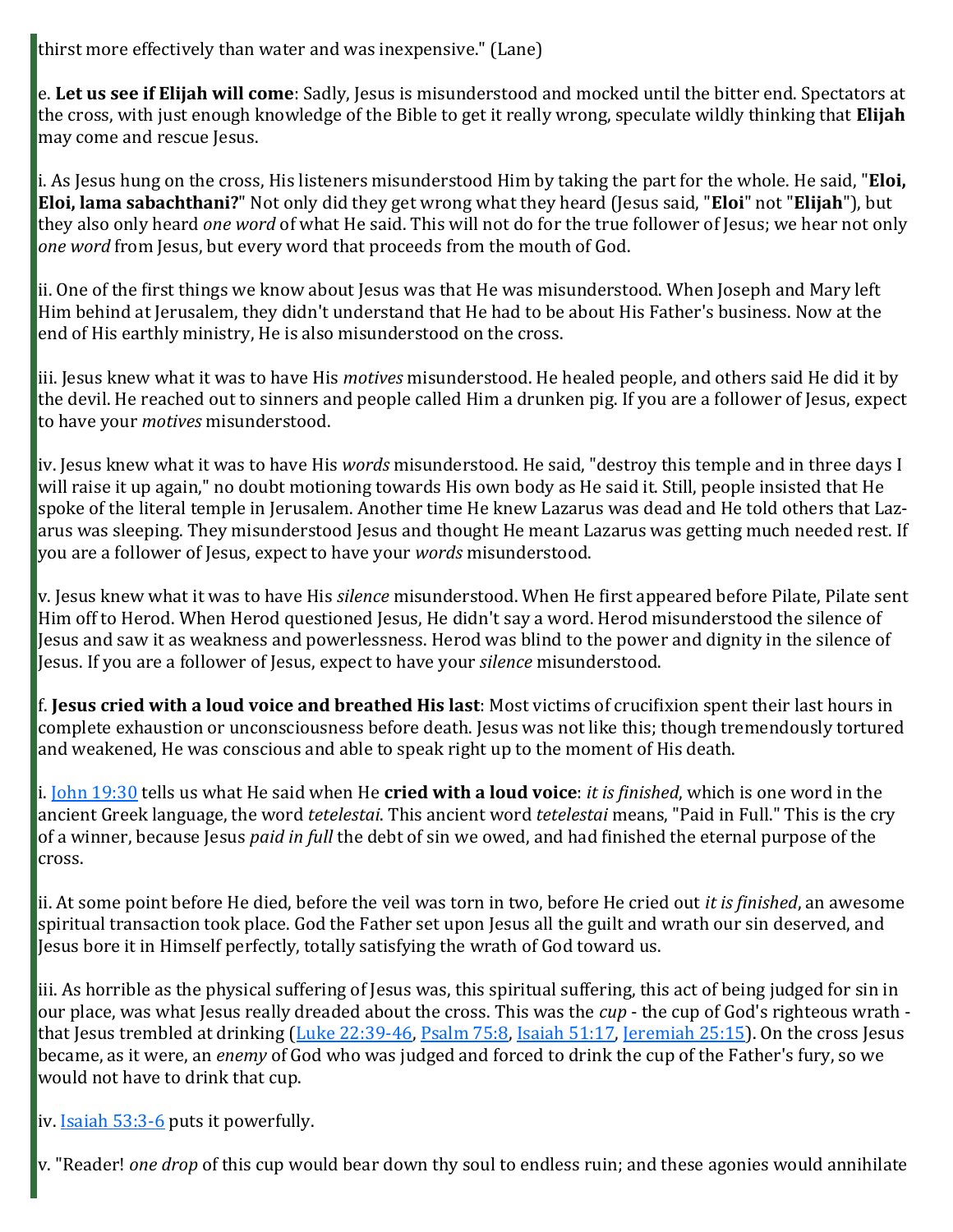thirst more effectively than water and was inexpensive." (Lane)

e. **Let us see if Elijah will come**: Sadly, Jesus is misunderstood and mocked until the bitter end. Spectators at the cross, with just enough knowledge of the Bible to get it really wrong, speculate wildly thinking that **Elijah** may come and rescue Jesus.

i. As Jesus hung on the cross, His listeners misunderstood Him by taking the part for the whole. He said, "**Eloi, Eloi, lama sabachthani?**" Not only did they get wrong what they heard (Jesus said, "**Eloi**" not "**Elijah**"), but they also only heard *one word* of what He said. This will not do for the true follower of Jesus; we hear not only *one word* from Jesus, but every word that proceeds from the mouth of God.

ii. One of the first things we know about Jesus was that He was misunderstood. When Joseph and Mary left Him behind at Jerusalem, they didn't understand that He had to be about His Father's business. Now at the end of His earthly ministry, He is also misunderstood on the cross.

iii. Jesus knew what it was to have His *motives* misunderstood. He healed people, and others said He did it by the devil. He reached out to sinners and people called Him a drunken pig. If you are a follower of Jesus, expect to have your *motives* misunderstood.

iv. Jesus knew what it was to have His *words* misunderstood. He said, "destroy this temple and in three days I will raise it up again," no doubt motioning towards His own body as He said it. Still, people insisted that He spoke of the literal temple in Jerusalem. Another time He knew Lazarus was dead and He told others that Lazarus was sleeping. They misunderstood Jesus and thought He meant Lazarus was getting much needed rest. If you are a follower of Jesus, expect to have your *words* misunderstood.

v. Jesus knew what it was to have His *silence* misunderstood. When He first appeared before Pilate, Pilate sent Him off to Herod. When Herod questioned Jesus, He didn't say a word. Herod misunderstood the silence of Jesus and saw it as weakness and powerlessness. Herod was blind to the power and dignity in the silence of Jesus. If you are a follower of Jesus, expect to have your *silence* misunderstood.

f. **Jesus cried with a loud voice and breathed His last**: Most victims of crucifixion spent their last hours in complete exhaustion or unconsciousness before death. Jesus was not like this; though tremendously tortured and weakened, He was conscious and able to speak right up to the moment of His death.

i. John 19:30 tells us what He said when He **cried with a loud voice**: *it is finished*, which is one word in the ancient Greek language, the word *tetelestai*. This ancient word *tetelestai* means, "Paid in Full." This is the cry of a winner, because Jesus *paid in full* the debt of sin we owed, and had finished the eternal purpose of the cross.

ii. At some point before He died, before the veil was torn in two, before He cried out *it is finished*, an awesome spiritual transaction took place. God the Father set upon Jesus all the guilt and wrath our sin deserved, and Jesus bore it in Himself perfectly, totally satisfying the wrath of God toward us.

iii. As horrible as the physical suffering of Jesus was, this spiritual suffering, this act of being judged for sin in our place, was what Jesus really dreaded about the cross. This was the *cup* - the cup of God's righteous wrath - that Jesus trembled at drinking (Luke 22:39-46, Psalm 75:8, Isaiah 51:17, Jeremiah 25:15). On the cross Jesus became, as it were, an *enemy* of God who was judged and forced to drink the cup of the Father's fury, so we would not have to drink that cup.

iv. Isaiah 53:3-6 puts it powerfully.

v. "Reader! *one drop* of this cup would bear down thy soul to endless ruin; and these agonies would annihilate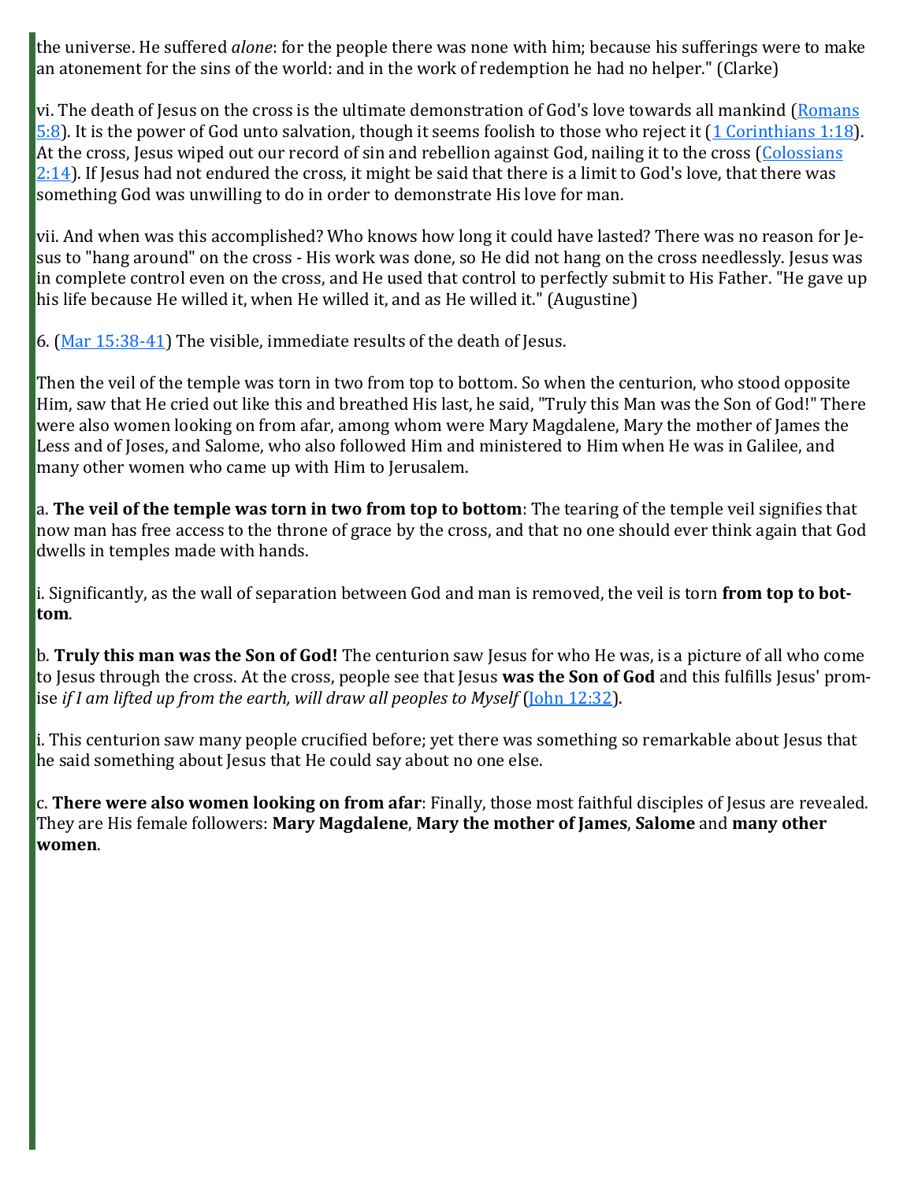the universe. He suffered *alone*: for the people there was none with him; because his sufferings were to make an atonement for the sins of the world: and in the work of redemption he had no helper." (Clarke)

vi. The death of Jesus on the cross is the ultimate demonstration of God's love towards all mankind (Romans 5:8). It is the power of God unto salvation, though it seems foolish to those who reject it (1 Corinthians 1:18). At the cross, Jesus wiped out our record of sin and rebellion against God, nailing it to the cross (Colossians 2:14). If Jesus had not endured the cross, it might be said that there is a limit to God's love, that there was something God was unwilling to do in order to demonstrate His love for man.

vii. And when was this accomplished? Who knows how long it could have lasted? There was no reason for Jesus to "hang around" on the cross - His work was done, so He did not hang on the cross needlessly. Jesus was in complete control even on the cross, and He used that control to perfectly submit to His Father. "He gave up his life because He willed it, when He willed it, and as He willed it." (Augustine)

6. (Mar 15:38-41) The visible, immediate results of the death of Jesus.

Then the veil of the temple was torn in two from top to bottom. So when the centurion, who stood opposite Him, saw that He cried out like this and breathed His last, he said, "Truly this Man was the Son of God!" There were also women looking on from afar, among whom were Mary Magdalene, Mary the mother of James the Less and of Joses, and Salome, who also followed Him and ministered to Him when He was in Galilee, and many other women who came up with Him to Jerusalem.

a. **The veil of the temple was torn in two from top to bottom**: The tearing of the temple veil signifies that now man has free access to the throne of grace by the cross, and that no one should ever think again that God dwells in temples made with hands.

i. Significantly, as the wall of separation between God and man is removed, the veil is torn **from top to bottom**.

b. **Truly this man was the Son of God!** The centurion saw Jesus for who He was, is a picture of all who come to Jesus through the cross. At the cross, people see that Jesus **was the Son of God** and this fulfills Jesus' promise *if I am lifted up from the earth, will draw all peoples to Myself* (John 12:32).

i. This centurion saw many people crucified before; yet there was something so remarkable about Jesus that he said something about Jesus that He could say about no one else.

c. **There were also women looking on from afar**: Finally, those most faithful disciples of Jesus are revealed. They are His female followers: **Mary Magdalene**, **Mary the mother of James**, **Salome** and **many other women**.